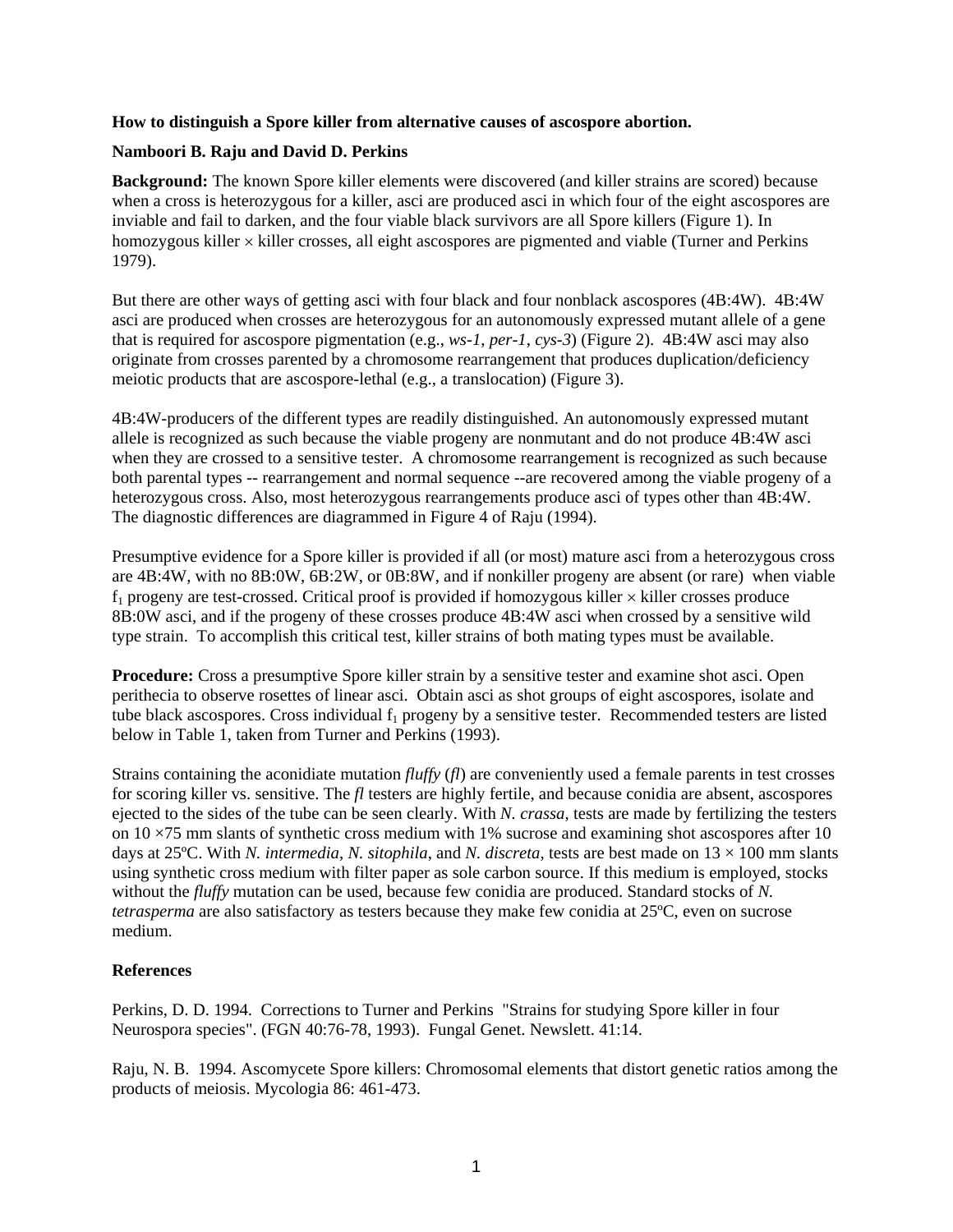**How to distinguish a Spore killer from alternative causes of ascospore abortion.**

**Namboori B. Raju and David D. Perkins**

**Background:** The known Spore killer elements were discovered (and killer strains are scored) because when a cross is heterozygous for a killer, asci are produced asci in which four of the eight ascospores are inviable and fail to darken, and the four viable black survivors are all Spore killers (Figure 1). In homozygous killer × killer crosses, all eight ascospores are pigmented and viable (Turner and Perkins 1979).

But there are other ways of getting asci with four black and four nonblack ascospores (4B:4W). 4B:4W asci are produced when crosses are heterozygous for an autonomously expressed mutant allele of a gene that is required for ascospore pigmentation (e.g., *ws-1*, *per-1*, *cys-3*) (Figure 2). 4B:4W asci may also originate from crosses parented by a chromosome rearrangement that produces duplication/deficiency meiotic products that are ascospore-lethal (e.g., a translocation) (Figure 3).

4B:4W-producers of the different types are readily distinguished. An autonomously expressed mutant allele is recognized as such because the viable progeny are nonmutant and do not produce 4B:4W asci when they are crossed to a sensitive tester. A chromosome rearrangement is recognized as such because both parental types -- rearrangement and normal sequence --are recovered among the viable progeny of a heterozygous cross. Also, most heterozygous rearrangements produce asci of types other than 4B:4W. The diagnostic differences are diagrammed in Figure 4 of Raju (1994).

Presumptive evidence for a Spore killer is provided if all (or most) mature asci from a heterozygous cross are 4B:4W, with no 8B:0W, 6B:2W, or 0B:8W, and if nonkiller progeny are absent (or rare) when viable $f_1$ progeny are test-crossed. Critical proof is provided if homozygous killer × killer crosses produce 8B:0W asci, and if the progeny of these crosses produce 4B:4W asci when crossed by a sensitive wild type strain. To accomplish this critical test, killer strains of both mating types must be available.

**Procedure:** Cross a presumptive Spore killer strain by a sensitive tester and examine shot asci. Open perithecia to observe rosettes of linear asci. Obtain asci as shot groups of eight ascospores, isolate and tube black ascospores. Cross individual $f_1$ progeny by a sensitive tester. Recommended testers are listed below in Table 1, taken from Turner and Perkins (1993).

Strains containing the aconidiate mutation *fluffy* (*fl*) are conveniently used a female parents in test crosses for scoring killer vs. sensitive. The *fl* testers are highly fertile, and because conidia are absent, ascospores ejected to the sides of the tube can be seen clearly. With *N. crassa*, tests are made by fertilizing the testers on 10 ×75 mm slants of synthetic cross medium with 1% sucrose and examining shot ascospores after 10 days at 25ºC. With *N. intermedia*, *N. sitophila*, and *N. discreta*, tests are best made on 13 × 100 mm slants using synthetic cross medium with filter paper as sole carbon source. If this medium is employed, stocks without the *fluffy* mutation can be used, because few conidia are produced. Standard stocks of *N. tetrasperma* are also satisfactory as testers because they make few conidia at 25ºC, even on sucrose medium.

**References**

Perkins, D. D. 1994. Corrections to Turner and Perkins "Strains for studying Spore killer in four Neurospora species". (FGN 40:76-78, 1993). Fungal Genet. Newslett. 41:14.

Raju, N. B. 1994. Ascomycete Spore killers: Chromosomal elements that distort genetic ratios among the products of meiosis. Mycologia 86: 461-473.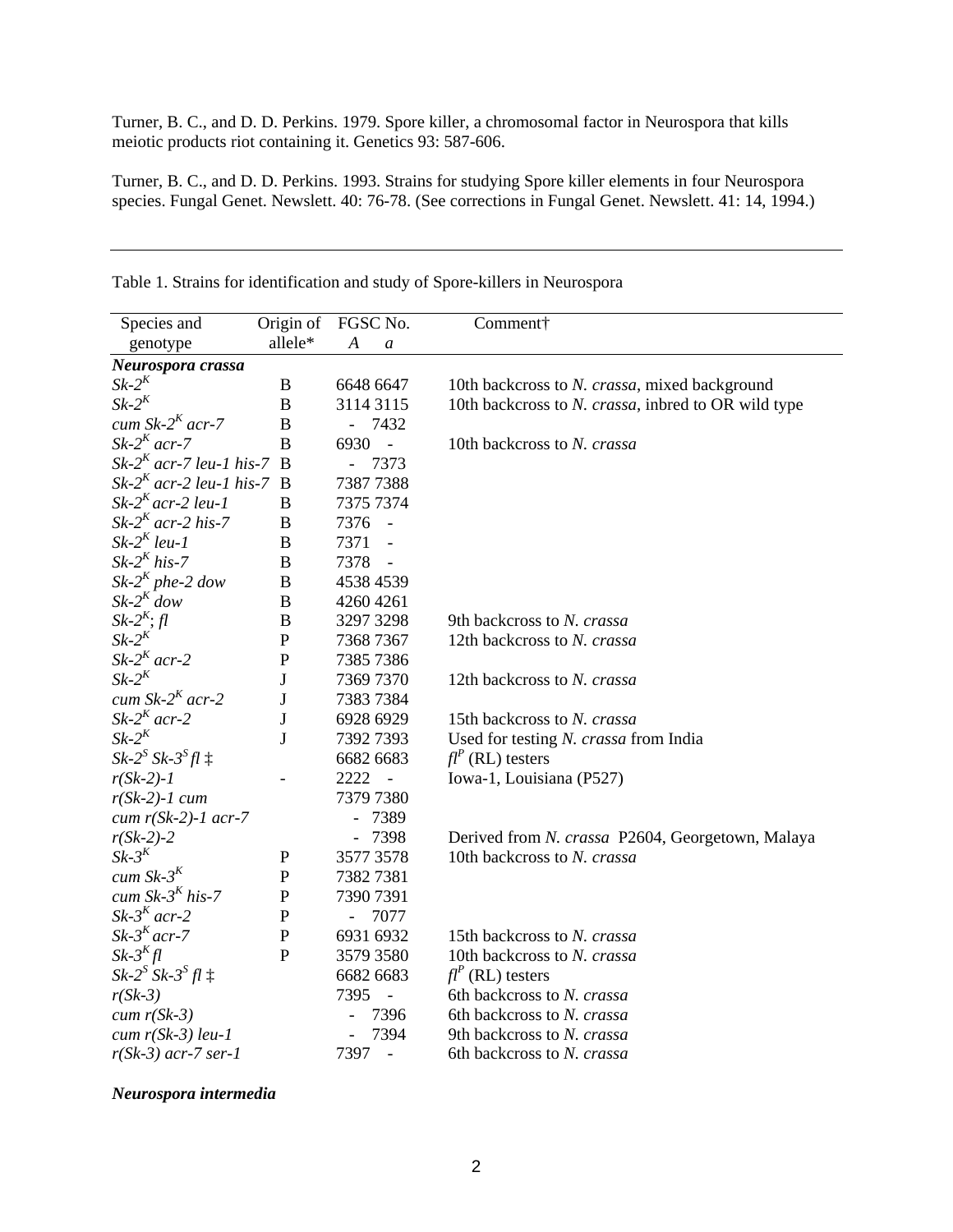Turner, B. C., and D. D. Perkins. 1979. Spore killer, a chromosomal factor in Neurospora that kills meiotic products riot containing it. Genetics 93: 587-606.

Turner, B. C., and D. D. Perkins. 1993. Strains for studying Spore killer elements in four Neurospora species. Fungal Genet. Newslett. 40: 76-78. (See corrections in Fungal Genet. Newslett. 41: 14, 1994.)

---

Table 1. Strains for identification and study of Spore-killers in Neurospora

| Species and genotype | Origin of allele* | FGSC No. *A* | FGSC No. *a* | Comment† |
|---|---|---|---|---|
| ***Neurospora crassa*** | | | | |
| *Sk-2*$^K$ | B | 6648 | 6647 | 10th backcross to *N. crassa*, mixed background |
| *Sk-2*$^K$ | B | 3114 | 3115 | 10th backcross to *N. crassa*, inbred to OR wild type |
| *cum Sk-2*$^K$ *acr-7* | B | - | 7432 | |
| *Sk-2*$^K$ *acr-7* | B | 6930 | - | 10th backcross to *N. crassa* |
| *Sk-2*$^K$ *acr-7 leu-1 his-7* | B | - | 7373 | |
| *Sk-2*$^K$ *acr-2 leu-1 his-7* | B | 7387 | 7388 | |
| *Sk-2*$^K$ *acr-2 leu-1* | B | 7375 | 7374 | |
| *Sk-2*$^K$ *acr-2 his-7* | B | 7376 | - | |
| *Sk-2*$^K$ *leu-1* | B | 7371 | - | |
| *Sk-2*$^K$ *his-7* | B | 7378 | - | |
| *Sk-2*$^K$ *phe-2 dow* | B | 4538 | 4539 | |
| *Sk-2*$^K$ *dow* | B | 4260 | 4261 | |
| *Sk-2*$^K$*; fl* | B | 3297 | 3298 | 9th backcross to *N. crassa* |
| *Sk-2*$^K$ | P | 7368 | 7367 | 12th backcross to *N. crassa* |
| *Sk-2*$^K$ *acr-2* | P | 7385 | 7386 | |
| *Sk-2*$^K$ | J | 7369 | 7370 | 12th backcross to *N. crassa* |
| *cum Sk-2*$^K$ *acr-2* | J | 7383 | 7384 | |
| *Sk-2*$^K$ *acr-2* | J | 6928 | 6929 | 15th backcross to *N. crassa* |
| *Sk-2*$^K$ | J | 7392 | 7393 | Used for testing *N. crassa* from India |
| *Sk-2*$^S$ *Sk-3*$^S$ *fl* ‡ | | 6682 | 6683 | *fl*$^P$ (RL) testers |
| *r(Sk-2)-1* | - | 2222 | - | Iowa-1, Louisiana (P527) |
| *r(Sk-2)-1 cum* | | 7379 | 7380 | |
| *cum r(Sk-2)-1 acr-7* | | - | 7389 | |
| *r(Sk-2)-2* | | - | 7398 | Derived from *N. crassa* P2604, Georgetown, Malaya |
| *Sk-3*$^K$ | P | 3577 | 3578 | 10th backcross to *N. crassa* |
| *cum Sk-3*$^K$ | P | 7382 | 7381 | |
| *cum Sk-3*$^K$ *his-7* | P | 7390 | 7391 | |
| *Sk-3*$^K$ *acr-2* | P | - | 7077 | |
| *Sk-3*$^K$ *acr-7* | P | 6931 | 6932 | 15th backcross to *N. crassa* |
| *Sk-3*$^K$ *fl* | P | 3579 | 3580 | 10th backcross to *N. crassa* |
| *Sk-2*$^S$ *Sk-3*$^S$ *fl* ‡ | | 6682 | 6683 | *fl*$^P$ (RL) testers |
| *r(Sk-3)* | | 7395 | - | 6th backcross to *N. crassa* |
| *cum r(Sk-3)* | | - | 7396 | 6th backcross to *N. crassa* |
| *cum r(Sk-3) leu-1* | | - | 7394 | 9th backcross to *N. crassa* |
| *r(Sk-3) acr-7 ser-1* | | 7397 | - | 6th backcross to *N. crassa* |

***Neurospora intermedia***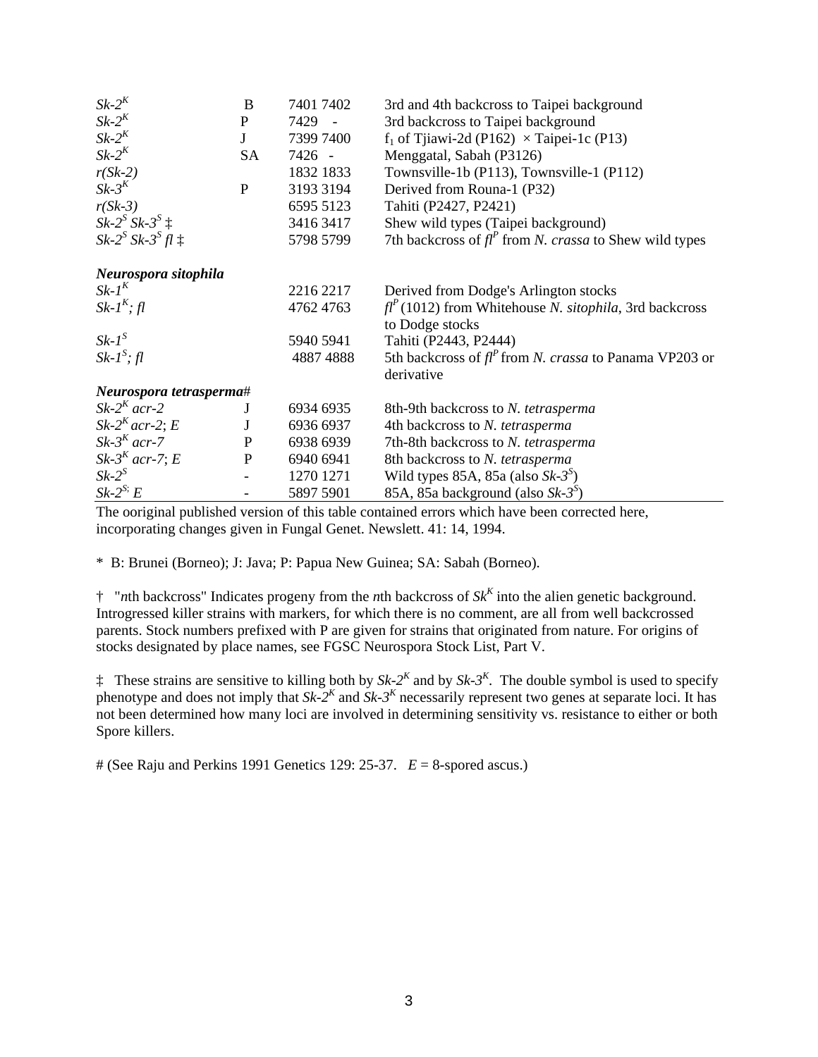| | | | |
|---|---|---|---|
| *Sk-2$^{K}$* | B | 7401 7402 | 3rd and 4th backcross to Taipei background |
| *Sk-2$^{K}$* | P | 7429 - | 3rd backcross to Taipei background |
| *Sk-2$^{K}$* | J | 7399 7400 | $f_1$ of Tjiawi-2d (P162) × Taipei-1c (P13) |
| *Sk-2$^{K}$* | SA | 7426 - | Menggatal, Sabah (P3126) |
| *r(Sk-2)* | | 1832 1833 | Townsville-1b (P113), Townsville-1 (P112) |
| *Sk-3$^{K}$* | P | 3193 3194 | Derived from Rouna-1 (P32) |
| *r(Sk-3)* | | 6595 5123 | Tahiti (P2427, P2421) |
| *Sk-2$^{S}$ Sk-3$^{S}$* ‡ | | 3416 3417 | Shew wild types (Taipei background) |
| *Sk-2$^{S}$ Sk-3$^{S}$ fl* ‡ | | 5798 5799 | 7th backcross of *fl$^{P}$* from *N. crassa* to Shew wild types |
| ***Neurospora sitophila*** | | | |
| *Sk-1$^{K}$* | | 2216 2217 | Derived from Dodge's Arlington stocks |
| *Sk-1$^{K}$; fl* | | 4762 4763 | *fl$^{P}$* (1012) from Whitehouse *N. sitophila*, 3rd backcross to Dodge stocks |
| *Sk-1$^{S}$* | | 5940 5941 | Tahiti (P2443, P2444) |
| *Sk-1$^{S}$; fl* | | 4887 4888 | 5th backcross of *fl$^{P}$* from *N. crassa* to Panama VP203 or derivative |
| ***Neurospora tetrasperma***# | | | |
| *Sk-2$^{K}$ acr-2* | J | 6934 6935 | 8th-9th backcross to *N. tetrasperma* |
| *Sk-2$^{K}$ acr-2; E* | J | 6936 6937 | 4th backcross to *N. tetrasperma* |
| *Sk-3$^{K}$ acr-7* | P | 6938 6939 | 7th-8th backcross to *N. tetrasperma* |
| *Sk-3$^{K}$ acr-7; E* | P | 6940 6941 | 8th backcross to *N. tetrasperma* |
| *Sk-2$^{S}$* | - | 1270 1271 | Wild types 85A, 85a (also *Sk-3$^{S}$*) |
| *Sk-2$^{S;}$ E* | - | 5897 5901 | 85A, 85a background (also *Sk-3$^{S}$*) |

The ooriginal published version of this table contained errors which have been corrected here, incorporating changes given in Fungal Genet. Newslett. 41: 14, 1994.

\* B: Brunei (Borneo); J: Java; P: Papua New Guinea; SA: Sabah (Borneo).

† "*n*th backcross" Indicates progeny from the *n*th backcross of *Sk$^{K}$* into the alien genetic background. Introgressed killer strains with markers, for which there is no comment, are all from well backcrossed parents. Stock numbers prefixed with P are given for strains that originated from nature. For origins of stocks designated by place names, see FGSC Neurospora Stock List, Part V.

‡ These strains are sensitive to killing both by *Sk-2$^{K}$* and by *Sk-3$^{K}$*. The double symbol is used to specify phenotype and does not imply that *Sk-2$^{K}$* and *Sk-3$^{K}$* necessarily represent two genes at separate loci. It has not been determined how many loci are involved in determining sensitivity vs. resistance to either or both Spore killers.

# (See Raju and Perkins 1991 Genetics 129: 25-37. *E* = 8-spored ascus.)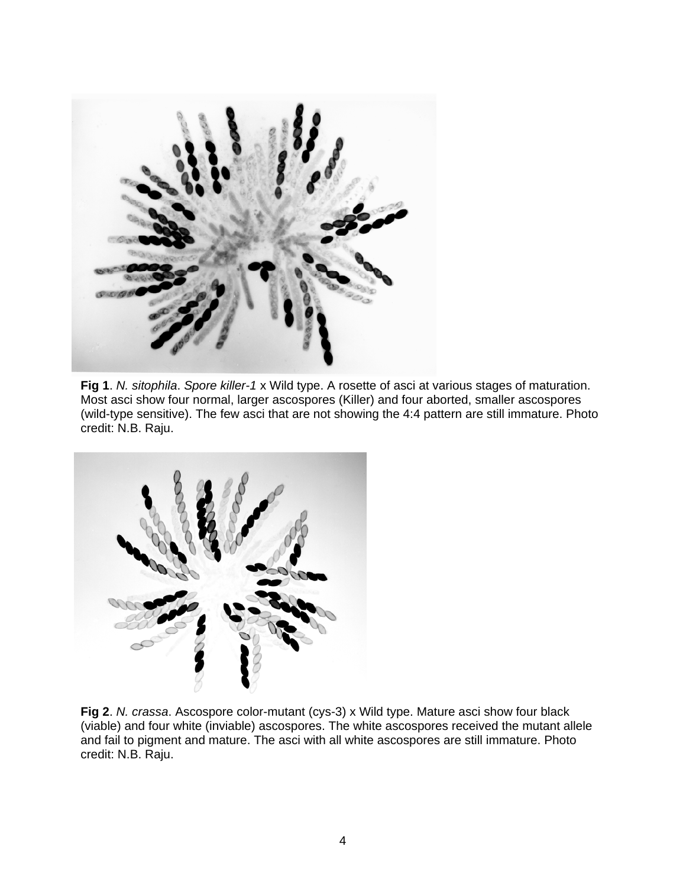**Fig 1**. *N. sitophila*. *Spore killer-1* x Wild type. A rosette of asci at various stages of maturation. Most asci show four normal, larger ascospores (Killer) and four aborted, smaller ascospores (wild-type sensitive). The few asci that are not showing the 4:4 pattern are still immature. Photo credit: N.B. Raju.

**Fig 2**. *N. crassa*. Ascospore color-mutant (cys-3) x Wild type. Mature asci show four black (viable) and four white (inviable) ascospores. The white ascospores received the mutant allele and fail to pigment and mature. The asci with all white ascospores are still immature. Photo credit: N.B. Raju.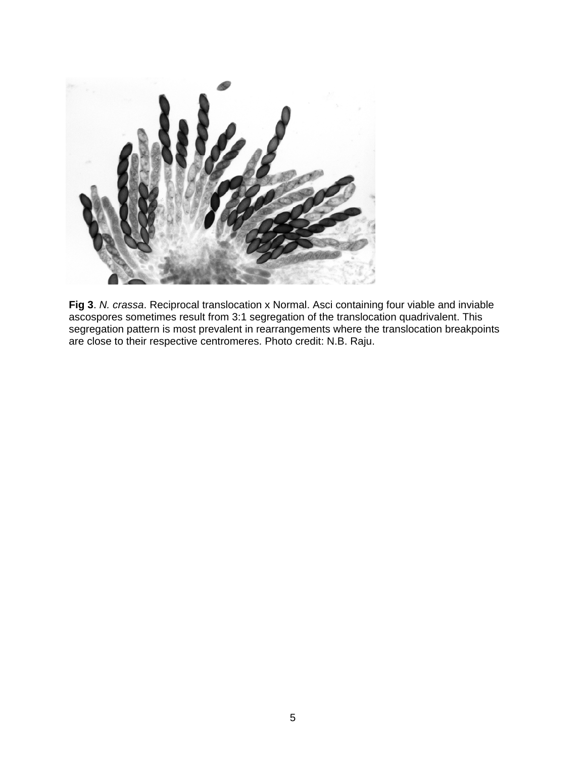**Fig 3**. *N. crassa*. Reciprocal translocation x Normal. Asci containing four viable and inviable ascospores sometimes result from 3:1 segregation of the translocation quadrivalent. This segregation pattern is most prevalent in rearrangements where the translocation breakpoints are close to their respective centromeres. Photo credit: N.B. Raju.